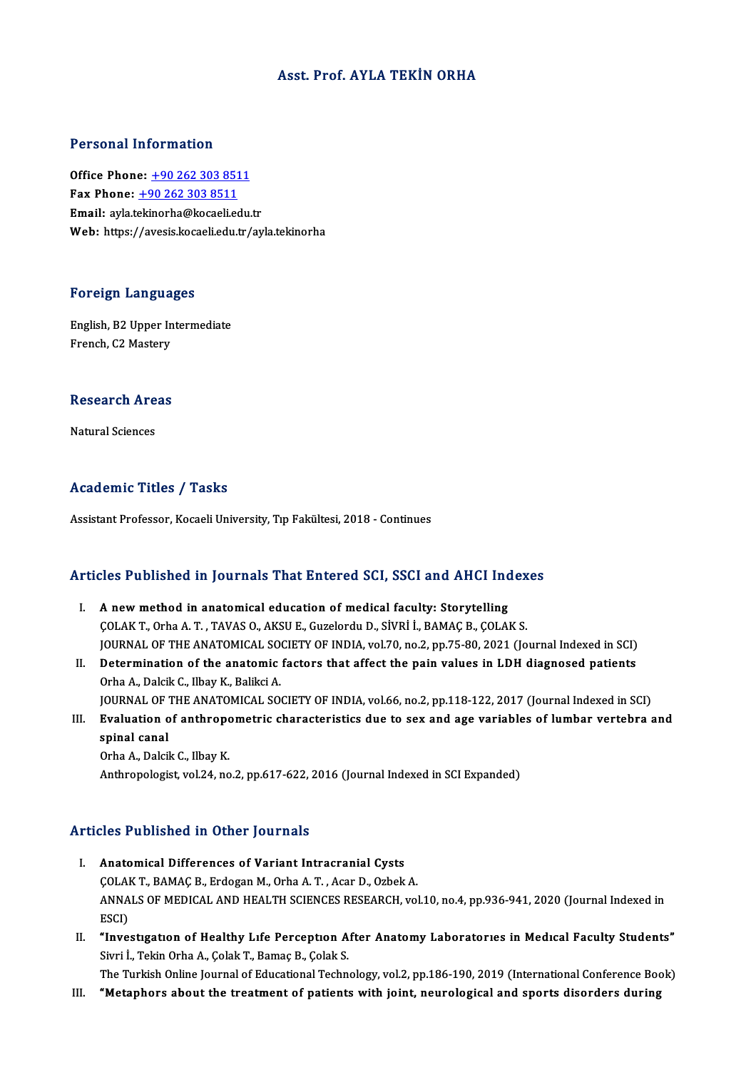# Asst. Prof. AYLA TEKİN ORHA

## Personal Information

**Office Phone:** +90 262 303 8511
**Fax Phone:** +90 262 303 8511
**Email:** ayla.tekinorha@kocaeli.edu.tr
**Web:** https://avesis.kocaeli.edu.tr/ayla.tekinorha

## Foreign Languages

English, B2 Upper Intermediate
French, C2 Mastery

## Research Areas

Natural Sciences

## Academic Titles / Tasks

Assistant Professor, Kocaeli University, Tıp Fakültesi, 2018 - Continues

## Articles Published in Journals That Entered SCI, SSCI and AHCI Indexes

I. **A new method in anatomical education of medical faculty: Storytelling**
ÇOLAK T., Orha A. T. , TAVAS O., AKSU E., Guzelordu D., SİVRİ İ., BAMAÇ B., ÇOLAK S.
JOURNAL OF THE ANATOMICAL SOCIETY OF INDIA, vol.70, no.2, pp.75-80, 2021 (Journal Indexed in SCI)

II. **Determination of the anatomic factors that affect the pain values in LDH diagnosed patients**
Orha A., Dalcik C., Ilbay K., Balikci A.
JOURNAL OF THE ANATOMICAL SOCIETY OF INDIA, vol.66, no.2, pp.118-122, 2017 (Journal Indexed in SCI)

III. **Evaluation of anthropometric characteristics due to sex and age variables of lumbar vertebra and spinal canal**
Orha A., Dalcik C., Ilbay K.
Anthropologist, vol.24, no.2, pp.617-622, 2016 (Journal Indexed in SCI Expanded)

## Articles Published in Other Journals

I. **Anatomical Differences of Variant Intracranial Cysts**
ÇOLAK T., BAMAÇ B., Erdogan M., Orha A. T. , Acar D., Ozbek A.
ANNALS OF MEDICAL AND HEALTH SCIENCES RESEARCH, vol.10, no.4, pp.936-941, 2020 (Journal Indexed in ESCI)

II. **"Investıgatıon of Healthy Lıfe Perceptıon After Anatomy Laboratorıes in Medıcal Faculty Students"**
Sivri İ., Tekin Orha A., Çolak T., Bamaç B., Çolak S.
The Turkish Online Journal of Educational Technology, vol.2, pp.186-190, 2019 (International Conference Book)

III. **"Metaphors about the treatment of patients with joint, neurological and sports disorders during**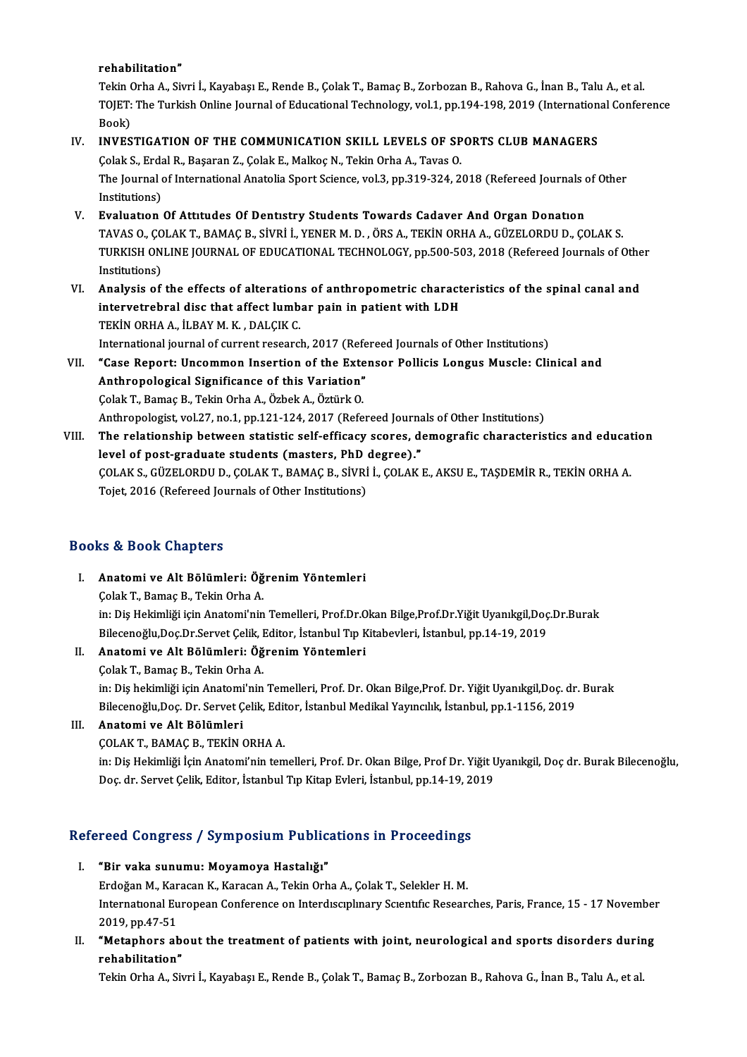rehabilitation"

Tekin Orha A., Sivri İ., Kayabaşı E., Rende B., Çolak T., Bamaç B., Zorbozan B., Rahova G., İnan B., Talu A., et al.

TOJET: The Turkish Online Journal of Educational Technology, vol.1, pp.194-198, 2019 (International Conference Book)

IV. **INVESTIGATION OF THE COMMUNICATION SKILL LEVELS OF SPORTS CLUB MANAGERS**
Çolak S., Erdal R., Başaran Z., Çolak E., Malkoç N., Tekin Orha A., Tavas O.
The Journal of International Anatolia Sport Science, vol.3, pp.319-324, 2018 (Refereed Journals of Other Institutions)

V. **Evaluatıon Of Attıtudes Of Dentıstry Students Towards Cadaver And Organ Donatıon**
TAVAS O., ÇOLAK T., BAMAÇ B., SİVRİ İ., YENER M. D. , ÖRS A., TEKİN ORHA A., GÜZELORDU D., ÇOLAK S.
TURKISH ONLINE JOURNAL OF EDUCATIONAL TECHNOLOGY, pp.500-503, 2018 (Refereed Journals of Other Institutions)

VI. **Analysis of the effects of alterations of anthropometric characteristics of the spinal canal and intervetrebral disc that affect lumbar pain in patient with LDH**
TEKİN ORHA A., İLBAY M. K. , DALÇIK C.
International journal of current research, 2017 (Refereed Journals of Other Institutions)

VII. **"Case Report: Uncommon Insertion of the Extensor Pollicis Longus Muscle: Clinical and Anthropological Significance of this Variation"**
Çolak T., Bamaç B., Tekin Orha A., Özbek A., Öztürk O.
Anthropologist, vol.27, no.1, pp.121-124, 2017 (Refereed Journals of Other Institutions)

VIII. **The relationship between statistic self-efficacy scores, demografic characteristics and education level of post-graduate students (masters, PhD degree)."**
ÇOLAK S., GÜZELORDU D., ÇOLAK T., BAMAÇ B., SİVRİ İ., ÇOLAK E., AKSU E., TAŞDEMİR R., TEKİN ORHA A.
Tojet, 2016 (Refereed Journals of Other Institutions)

## Books & Book Chapters

I. **Anatomi ve Alt Bölümleri: Öğrenim Yöntemleri**
Çolak T., Bamaç B., Tekin Orha A.
in: Diş Hekimliği için Anatomi'nin Temelleri, Prof.Dr.Okan Bilge,Prof.Dr.Yiğit Uyanıkgil,Doç.Dr.Burak Bilecenoğlu,Doç.Dr.Servet Çelik, Editor, İstanbul Tıp Kitabevleri, İstanbul, pp.14-19, 2019

II. **Anatomi ve Alt Bölümleri: Öğrenim Yöntemleri**
Çolak T., Bamaç B., Tekin Orha A.
in: Diş hekimliği için Anatomi'nin Temelleri, Prof. Dr. Okan Bilge,Prof. Dr. Yiğit Uyanıkgil,Doç. dr. Burak Bilecenoğlu,Doç. Dr. Servet Çelik, Editor, İstanbul Medikal Yayıncılık, İstanbul, pp.1-1156, 2019

III. **Anatomi ve Alt Bölümleri**
ÇOLAK T., BAMAÇ B., TEKİN ORHA A.
in: Diş Hekimliği İçin Anatomi'nin temelleri, Prof. Dr. Okan Bilge, Prof Dr. Yiğit Uyanıkgil, Doç dr. Burak Bileceno ğlu, Doç. dr. Servet Çelik, Editor, İstanbul Tıp Kitap Evleri, İstanbul, pp.14-19, 2019

## Refereed Congress / Symposium Publications in Proceedings

I. **"Bir vaka sunumu: Moyamoya Hastalığı"**
Erdoğan M., Karacan K., Karacan A., Tekin Orha A., Çolak T., Selekler H. M.
Internatıonal European Conference on Interdıscıplınary Scıentıfıc Researches, Paris, France, 15 - 17 November 2019, pp.47-51

II. **"Metaphors about the treatment of patients with joint, neurological and sports disorders during rehabilitation"**
Tekin Orha A., Sivri İ., Kayabaşı E., Rende B., Çolak T., Bamaç B., Zorbozan B., Rahova G., İnan B., Talu A., et al.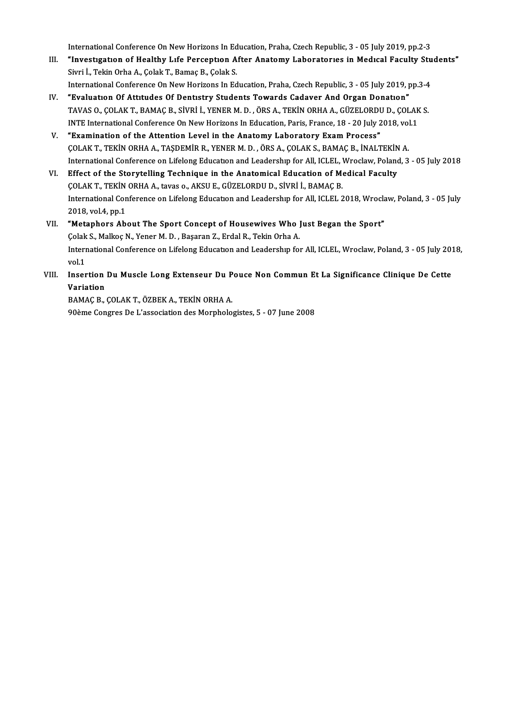International Conference On New Horizons In Education, Praha, Czech Republic, 3 - 05 July 2019, pp.2-3

III. **"Investıgatıon of Healthy Lıfe Perceptıon After Anatomy Laboratorıes in Medıcal Faculty Students"**
Sivri İ., Tekin Orha A., Çolak T., Bamaç B., Çolak S.
International Conference On New Horizons In Education, Praha, Czech Republic, 3 - 05 July 2019, pp.3-4

IV. **"Evaluatıon Of Attıtudes Of Dentıstry Students Towards Cadaver And Organ Donatıon"**
TAVAS O., ÇOLAK T., BAMAÇ B., SİVRİ İ., YENER M. D. , ÖRS A., TEKİN ORHA A., GÜZELORDU D., ÇOLAK S.
INTE International Conference On New Horizons In Education, Paris, France, 18 - 20 July 2018, vol.1

V. **"Examination of the Attention Level in the Anatomy Laboratory Exam Process"**
ÇOLAK T., TEKİN ORHA A., TAŞDEMİR R., YENER M. D. , ÖRS A., ÇOLAK S., BAMAÇ B., İNALTEKİN A.
International Conference on Lifelong Educatıon and Leadershıp for All, ICLEL, Wroclaw, Poland, 3 - 05 July 2018

VI. **Effect of the Storytelling Technique in the Anatomical Education of Medical Faculty**
ÇOLAK T., TEKİN ORHA A., tavas o., AKSU E., GÜZELORDU D., SİVRİ İ., BAMAÇ B.
International Conference on Lifelong Educatıon and Leadershıp for All, ICLEL 2018, Wroclaw, Poland, 3 - 05 July 2018, vol.4, pp.1

VII. **"Metaphors About The Sport Concept of Housewives Who Just Began the Sport"**
Çolak S., Malkoç N., Yener M. D. , Başaran Z., Erdal R., Tekin Orha A.
International Conference on Lifelong Educatıon and Leadershıp for All, ICLEL, Wroclaw, Poland, 3 - 05 July 2018, vol.1

VIII. **Insertion Du Muscle Long Extenseur Du Pouce Non Commun Et La Significance Clinique De Cette Variation**
BAMAÇ B., ÇOLAK T., ÖZBEK A., TEKİN ORHA A.
90ème Congres De L'association des Morphologistes, 5 - 07 June 2008